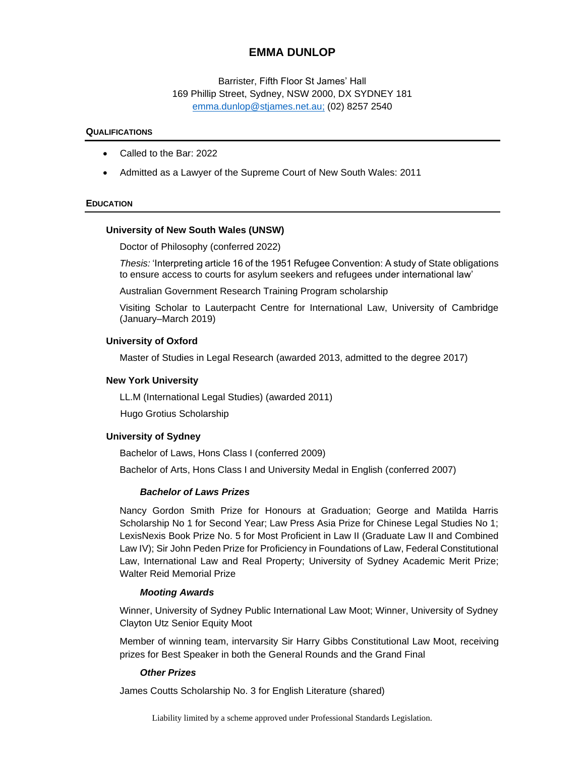# EMMA DUNLOP

Barrister, Fifth Floor St James' Hall
169 Phillip Street, Sydney, NSW 2000, DX SYDNEY 181
emma.dunlop@stjames.net.au; (02) 8257 2540

## QUALIFICATIONS

- Called to the Bar: 2022
- Admitted as a Lawyer of the Supreme Court of New South Wales: 2011

## EDUCATION

### University of New South Wales (UNSW)

Doctor of Philosophy (conferred 2022)

*Thesis:* 'Interpreting article 16 of the 1951 Refugee Convention: A study of State obligations to ensure access to courts for asylum seekers and refugees under international law'

Australian Government Research Training Program scholarship

Visiting Scholar to Lauterpacht Centre for International Law, University of Cambridge (January–March 2019)

### University of Oxford

Master of Studies in Legal Research (awarded 2013, admitted to the degree 2017)

### New York University

LL.M (International Legal Studies) (awarded 2011)

Hugo Grotius Scholarship

### University of Sydney

Bachelor of Laws, Hons Class I (conferred 2009)

Bachelor of Arts, Hons Class I and University Medal in English (conferred 2007)

***Bachelor of Laws Prizes***

Nancy Gordon Smith Prize for Honours at Graduation; George and Matilda Harris Scholarship No 1 for Second Year; Law Press Asia Prize for Chinese Legal Studies No 1; LexisNexis Book Prize No. 5 for Most Proficient in Law II (Graduate Law II and Combined Law IV); Sir John Peden Prize for Proficiency in Foundations of Law, Federal Constitutional Law, International Law and Real Property; University of Sydney Academic Merit Prize; Walter Reid Memorial Prize

***Mooting Awards***

Winner, University of Sydney Public International Law Moot; Winner, University of Sydney Clayton Utz Senior Equity Moot

Member of winning team, intervarsity Sir Harry Gibbs Constitutional Law Moot, receiving prizes for Best Speaker in both the General Rounds and the Grand Final

***Other Prizes***

James Coutts Scholarship No. 3 for English Literature (shared)

Liability limited by a scheme approved under Professional Standards Legislation.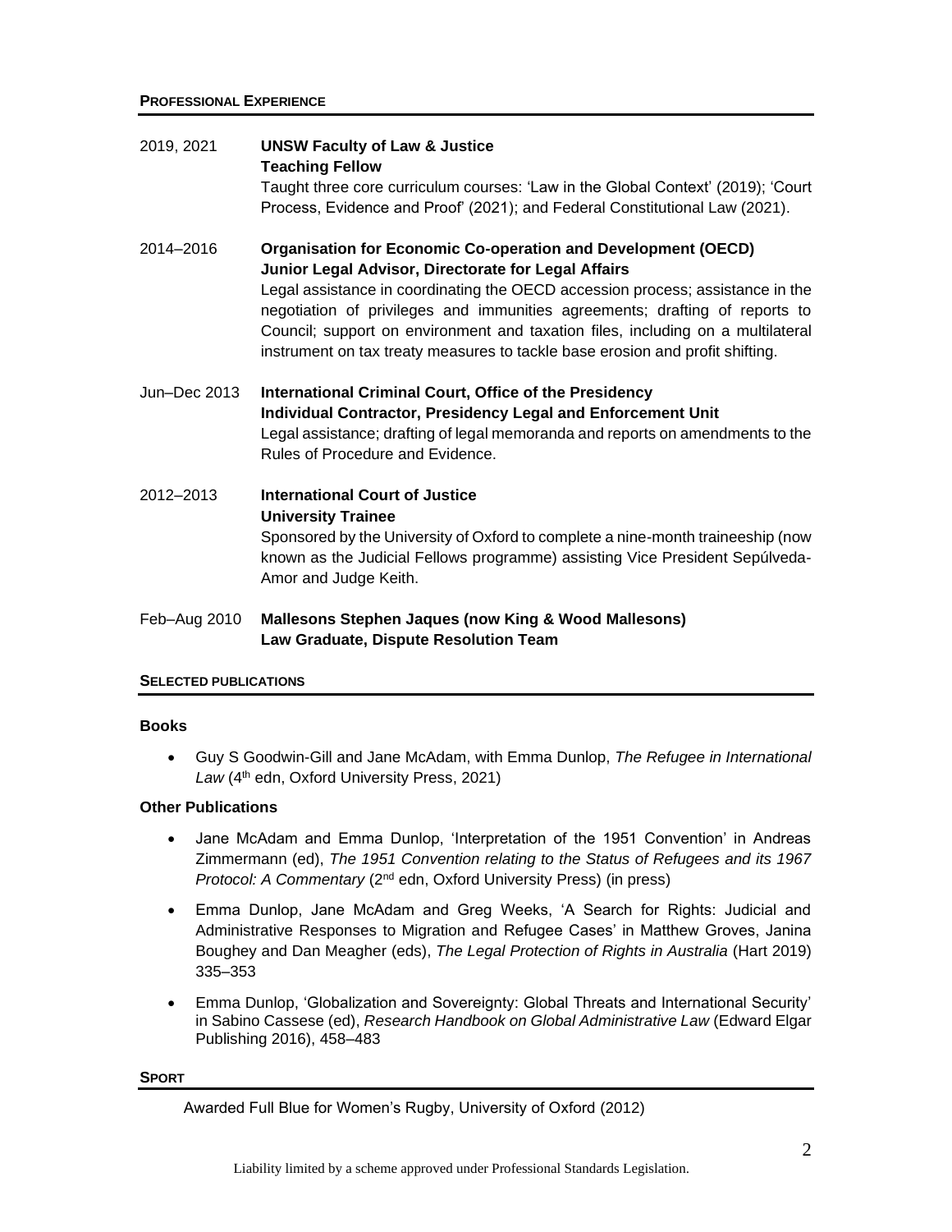## PROFESSIONAL EXPERIENCE

2019, 2021 **UNSW Faculty of Law & Justice**
**Teaching Fellow**
Taught three core curriculum courses: 'Law in the Global Context' (2019); 'Court Process, Evidence and Proof' (2021); and Federal Constitutional Law (2021).

2014–2016 **Organisation for Economic Co-operation and Development (OECD)**
**Junior Legal Advisor, Directorate for Legal Affairs**
Legal assistance in coordinating the OECD accession process; assistance in the negotiation of privileges and immunities agreements; drafting of reports to Council; support on environment and taxation files, including on a multilateral instrument on tax treaty measures to tackle base erosion and profit shifting.

Jun–Dec 2013 **International Criminal Court, Office of the Presidency**
**Individual Contractor, Presidency Legal and Enforcement Unit**
Legal assistance; drafting of legal memoranda and reports on amendments to the Rules of Procedure and Evidence.

2012–2013 **International Court of Justice**
**University Trainee**
Sponsored by the University of Oxford to complete a nine-month traineeship (now known as the Judicial Fellows programme) assisting Vice President Sepúlveda-Amor and Judge Keith.

Feb–Aug 2010 **Mallesons Stephen Jaques (now King & Wood Mallesons)**
**Law Graduate, Dispute Resolution Team**

## SELECTED PUBLICATIONS

### Books

- Guy S Goodwin-Gill and Jane McAdam, with Emma Dunlop, *The Refugee in International Law* (4th edn, Oxford University Press, 2021)

### Other Publications

- Jane McAdam and Emma Dunlop, 'Interpretation of the 1951 Convention' in Andreas Zimmermann (ed), *The 1951 Convention relating to the Status of Refugees and its 1967 Protocol: A Commentary* (2nd edn, Oxford University Press) (in press)
- Emma Dunlop, Jane McAdam and Greg Weeks, 'A Search for Rights: Judicial and Administrative Responses to Migration and Refugee Cases' in Matthew Groves, Janina Boughey and Dan Meagher (eds), *The Legal Protection of Rights in Australia* (Hart 2019) 335–353
- Emma Dunlop, 'Globalization and Sovereignty: Global Threats and International Security' in Sabino Cassese (ed), *Research Handbook on Global Administrative Law* (Edward Elgar Publishing 2016), 458–483

## SPORT

Awarded Full Blue for Women's Rugby, University of Oxford (2012)

Liability limited by a scheme approved under Professional Standards Legislation.